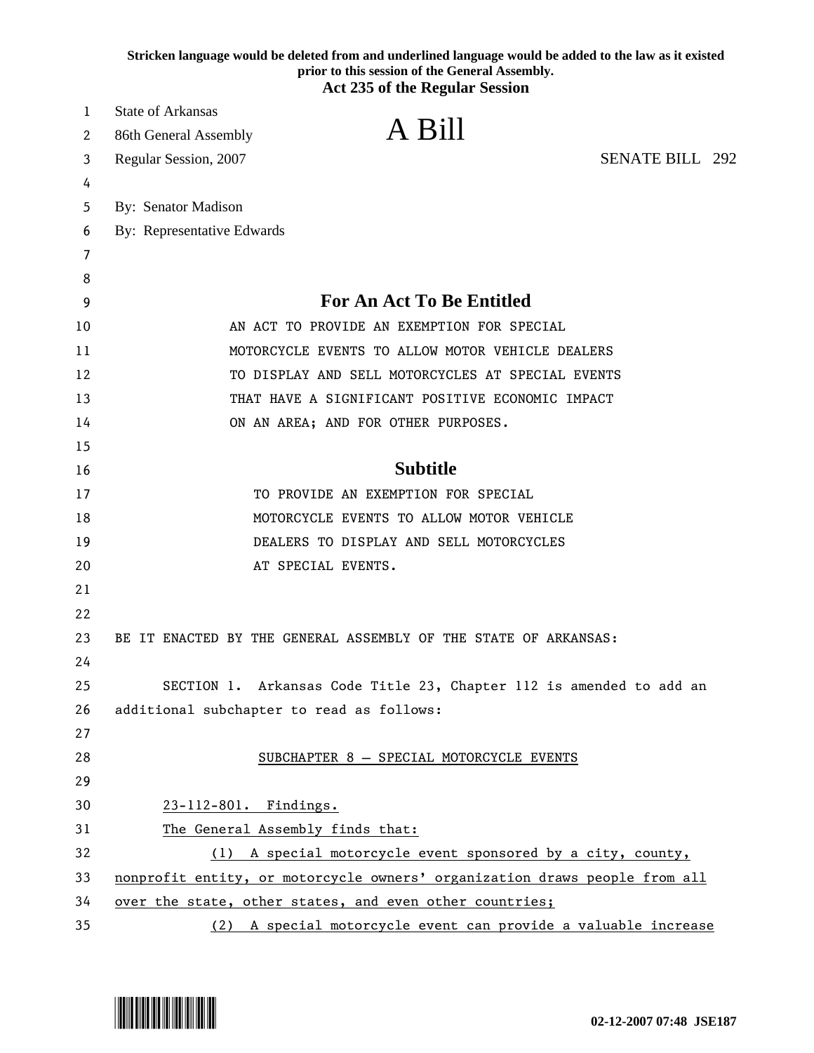**Stricken language would be deleted from and underlined language would be added to the law as it existed prior to this session of the General Assembly.**

**Act 235 of the Regular Session**

State of Arkansas
86th General Assembly
Regular Session, 2007

# A Bill

SENATE BILL 292

By: Senator Madison
By: Representative Edwards

## For An Act To Be Entitled

AN ACT TO PROVIDE AN EXEMPTION FOR SPECIAL MOTORCYCLE EVENTS TO ALLOW MOTOR VEHICLE DEALERS TO DISPLAY AND SELL MOTORCYCLES AT SPECIAL EVENTS THAT HAVE A SIGNIFICANT POSITIVE ECONOMIC IMPACT ON AN AREA; AND FOR OTHER PURPOSES.

## Subtitle

TO PROVIDE AN EXEMPTION FOR SPECIAL MOTORCYCLE EVENTS TO ALLOW MOTOR VEHICLE DEALERS TO DISPLAY AND SELL MOTORCYCLES AT SPECIAL EVENTS.

BE IT ENACTED BY THE GENERAL ASSEMBLY OF THE STATE OF ARKANSAS:

SECTION 1. Arkansas Code Title 23, Chapter 112 is amended to add an additional subchapter to read as follows:

<u>SUBCHAPTER 8 — SPECIAL MOTORCYCLE EVENTS</u>

<u>23-112-801. Findings.</u>

<u>The General Assembly finds that:</u>

<u>(1) A special motorcycle event sponsored by a city, county, nonprofit entity, or motorcycle owners' organization draws people from all over the state, other states, and even other countries;</u>

<u>(2) A special motorcycle event can provide a valuable increase</u>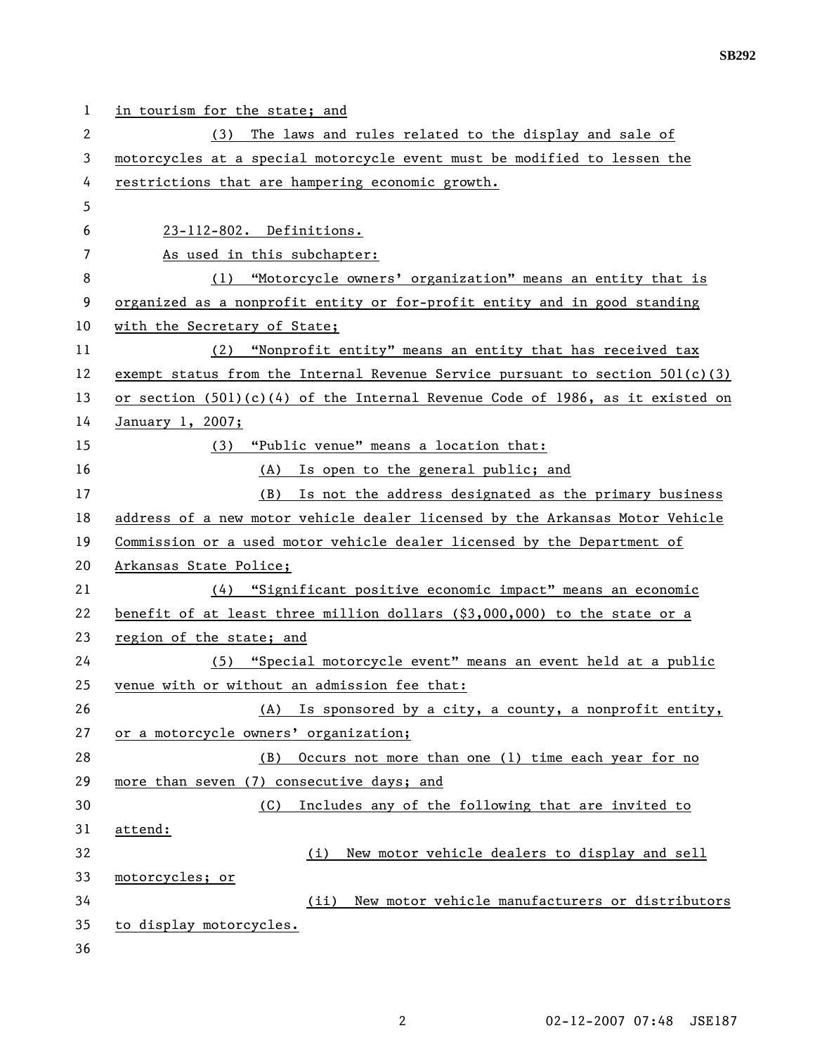in tourism for the state; and

(3) The laws and rules related to the display and sale of motorcycles at a special motorcycle event must be modified to lessen the restrictions that are hampering economic growth.

23-112-802. Definitions.

As used in this subchapter:

(1) "Motorcycle owners' organization" means an entity that is organized as a nonprofit entity or for-profit entity and in good standing with the Secretary of State;

(2) "Nonprofit entity" means an entity that has received tax exempt status from the Internal Revenue Service pursuant to section 501(c)(3) or section (501)(c)(4) of the Internal Revenue Code of 1986, as it existed on January 1, 2007;

(3) "Public venue" means a location that:

(A) Is open to the general public; and

(B) Is not the address designated as the primary business address of a new motor vehicle dealer licensed by the Arkansas Motor Vehicle Commission or a used motor vehicle dealer licensed by the Department of Arkansas State Police;

(4) "Significant positive economic impact" means an economic benefit of at least three million dollars ($3,000,000) to the state or a region of the state; and

(5) "Special motorcycle event" means an event held at a public venue with or without an admission fee that:

(A) Is sponsored by a city, a county, a nonprofit entity, or a motorcycle owners' organization;

(B) Occurs not more than one (1) time each year for no more than seven (7) consecutive days; and

(C) Includes any of the following that are invited to attend:

(i) New motor vehicle dealers to display and sell motorcycles; or

(ii) New motor vehicle manufacturers or distributors to display motorcycles.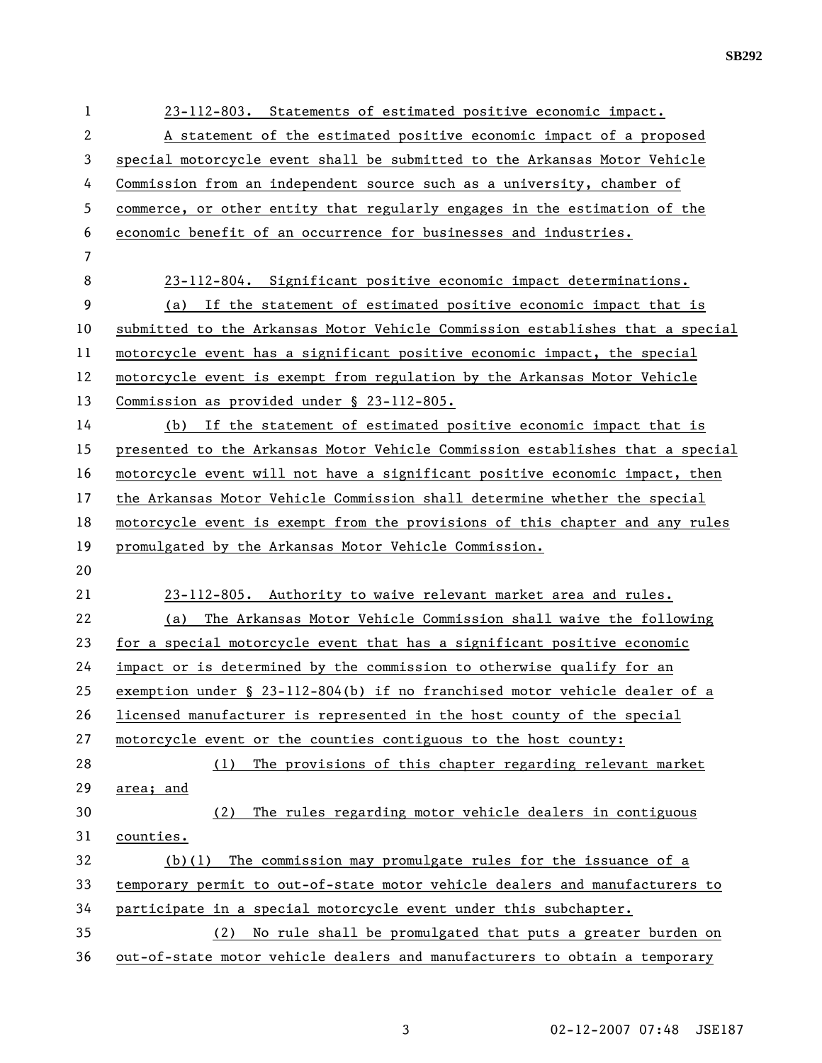23-112-803. Statements of estimated positive economic impact.

A statement of the estimated positive economic impact of a proposed special motorcycle event shall be submitted to the Arkansas Motor Vehicle Commission from an independent source such as a university, chamber of commerce, or other entity that regularly engages in the estimation of the economic benefit of an occurrence for businesses and industries.

23-112-804. Significant positive economic impact determinations.

(a) If the statement of estimated positive economic impact that is submitted to the Arkansas Motor Vehicle Commission establishes that a special motorcycle event has a significant positive economic impact, the special motorcycle event is exempt from regulation by the Arkansas Motor Vehicle Commission as provided under § 23-112-805.

(b) If the statement of estimated positive economic impact that is presented to the Arkansas Motor Vehicle Commission establishes that a special motorcycle event will not have a significant positive economic impact, then the Arkansas Motor Vehicle Commission shall determine whether the special motorcycle event is exempt from the provisions of this chapter and any rules promulgated by the Arkansas Motor Vehicle Commission.

23-112-805. Authority to waive relevant market area and rules.

(a) The Arkansas Motor Vehicle Commission shall waive the following for a special motorcycle event that has a significant positive economic impact or is determined by the commission to otherwise qualify for an exemption under § 23-112-804(b) if no franchised motor vehicle dealer of a licensed manufacturer is represented in the host county of the special motorcycle event or the counties contiguous to the host county:

(1) The provisions of this chapter regarding relevant market area; and

(2) The rules regarding motor vehicle dealers in contiguous counties.

(b)(1) The commission may promulgate rules for the issuance of a temporary permit to out-of-state motor vehicle dealers and manufacturers to participate in a special motorcycle event under this subchapter.

(2) No rule shall be promulgated that puts a greater burden on out-of-state motor vehicle dealers and manufacturers to obtain a temporary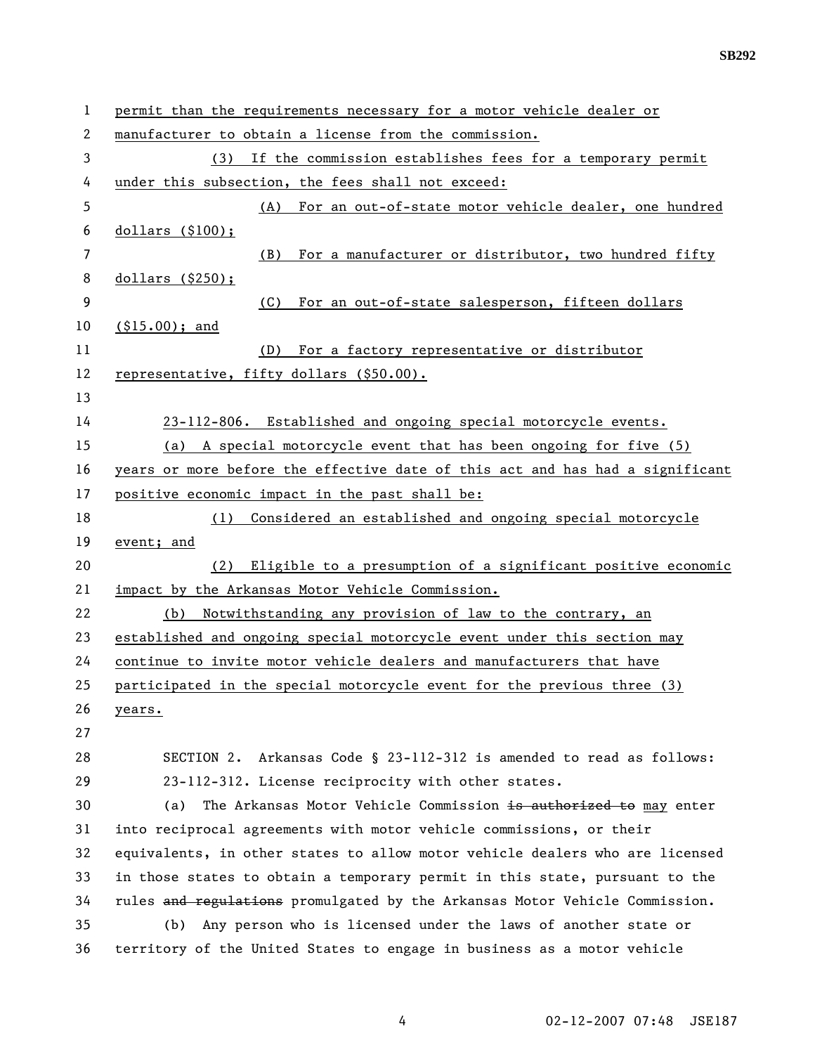permit than the requirements necessary for a motor vehicle dealer or manufacturer to obtain a license from the commission.

(3) If the commission establishes fees for a temporary permit under this subsection, the fees shall not exceed:

(A) For an out-of-state motor vehicle dealer, one hundred dollars ($100);

(B) For a manufacturer or distributor, two hundred fifty dollars ($250);

(C) For an out-of-state salesperson, fifteen dollars ($15.00); and

(D) For a factory representative or distributor representative, fifty dollars ($50.00).

23-112-806. Established and ongoing special motorcycle events.

(a) A special motorcycle event that has been ongoing for five (5) years or more before the effective date of this act and has had a significant positive economic impact in the past shall be:

(1) Considered an established and ongoing special motorcycle event; and

(2) Eligible to a presumption of a significant positive economic impact by the Arkansas Motor Vehicle Commission.

(b) Notwithstanding any provision of law to the contrary, an established and ongoing special motorcycle event under this section may continue to invite motor vehicle dealers and manufacturers that have participated in the special motorcycle event for the previous three (3) years.

SECTION 2. Arkansas Code § 23-112-312 is amended to read as follows:

23-112-312. License reciprocity with other states.

(a) The Arkansas Motor Vehicle Commission ~~is authorized to~~ may enter into reciprocal agreements with motor vehicle commissions, or their equivalents, in other states to allow motor vehicle dealers who are licensed in those states to obtain a temporary permit in this state, pursuant to the rules ~~and regulations~~ promulgated by the Arkansas Motor Vehicle Commission.

(b) Any person who is licensed under the laws of another state or territory of the United States to engage in business as a motor vehicle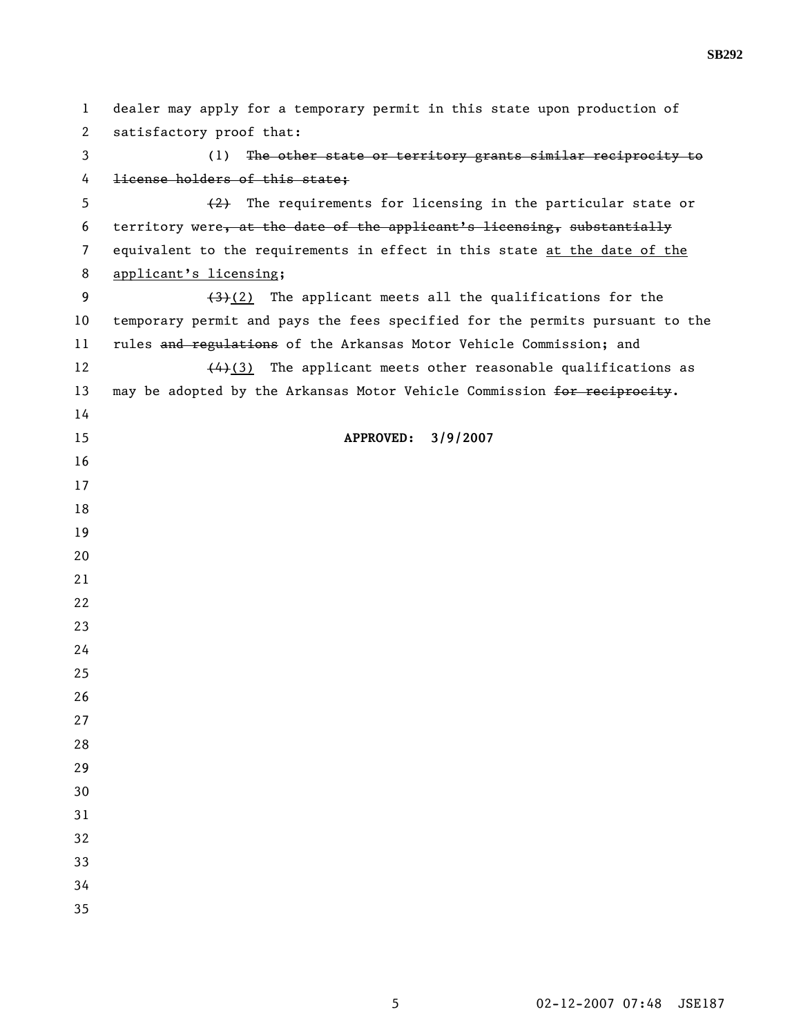dealer may apply for a temporary permit in this state upon production of satisfactory proof that:

(1) ~~The other state or territory grants similar reciprocity to license holders of this state;~~

~~(2)~~ The requirements for licensing in the particular state or territory were~~, at the date of the applicant's licensing,~~ substantially equivalent to the requirements in effect in this state <u>at the date of the applicant's licensing</u>;

~~(3)~~<u>(2)</u> The applicant meets all the qualifications for the temporary permit and pays the fees specified for the permits pursuant to the rules ~~and regulations~~ of the Arkansas Motor Vehicle Commission; and

~~(4)~~<u>(3)</u> The applicant meets other reasonable qualifications as may be adopted by the Arkansas Motor Vehicle Commission ~~for reciprocity~~.

**APPROVED: 3/9/2007**